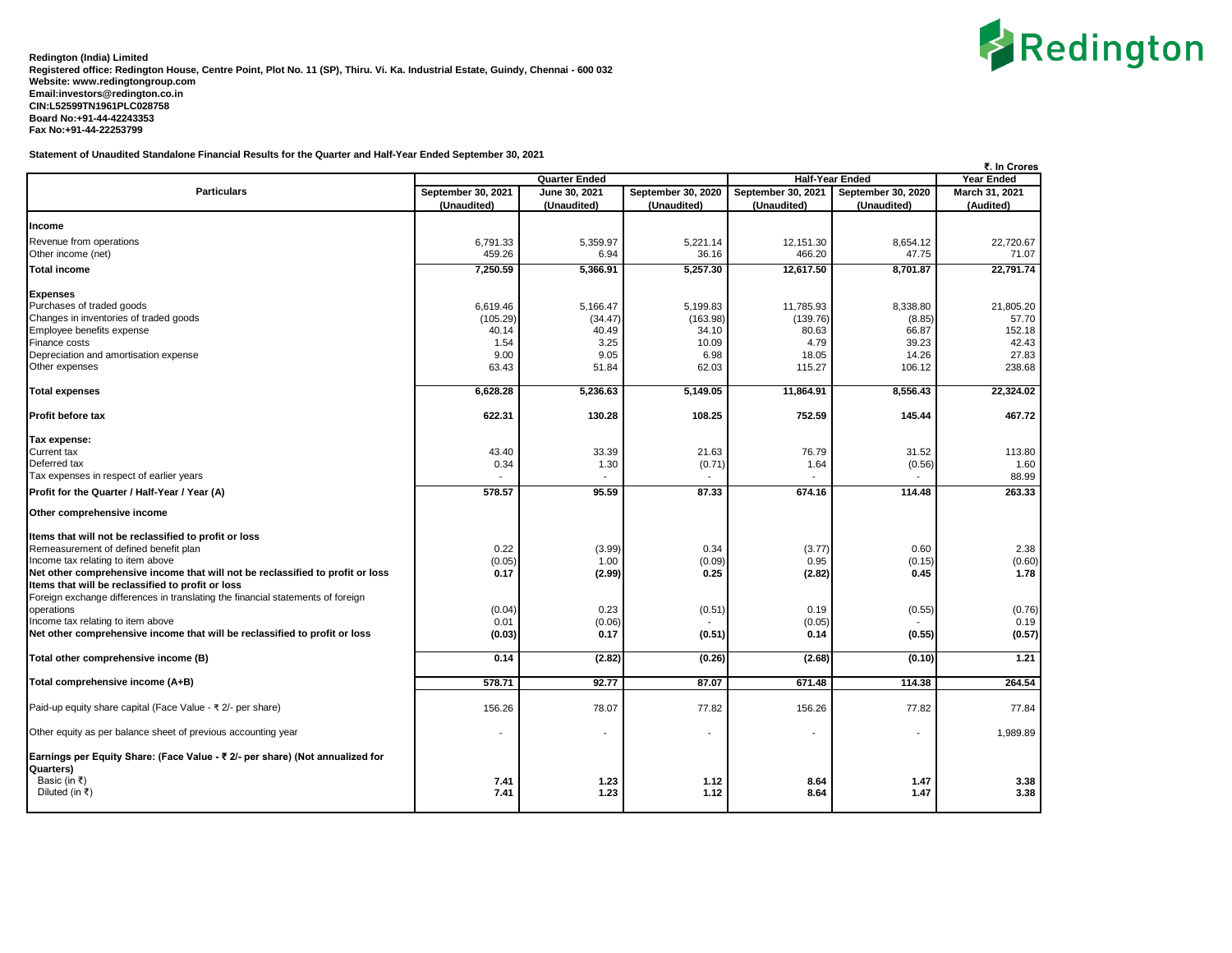**Redington (India) Limited**
**Registered office: Redington House, Centre Point, Plot No. 11 (SP), Thiru. Vi. Ka. Industrial Estate, Guindy, Chennai - 600 032**
**Website: www.redingtongroup.com**
**Email:investors@redington.co.in**
**CIN:L52599TN1961PLC028758**
**Board No:+91-44-42243353**
**Fax No:+91-44-22253799**

**Statement of Unaudited Standalone Financial Results for the Quarter and Half-Year Ended September 30, 2021**

**₹. In Crores**

| Particulars | Quarter Ended | | | Half-Year Ended | | Year Ended |
|---|---|---|---|---|---|---|
| | September 30, 2021 (Unaudited) | June 30, 2021 (Unaudited) | September 30, 2020 (Unaudited) | September 30, 2021 (Unaudited) | September 30, 2020 (Unaudited) | March 31, 2021 (Audited) |
| **Income** | | | | | | |
| Revenue from operations | 6,791.33 | 5,359.97 | 5,221.14 | 12,151.30 | 8,654.12 | 22,720.67 |
| Other income (net) | 459.26 | 6.94 | 36.16 | 466.20 | 47.75 | 71.07 |
| **Total income** | **7,250.59** | **5,366.91** | **5,257.30** | **12,617.50** | **8,701.87** | **22,791.74** |
| **Expenses** | | | | | | |
| Purchases of traded goods | 6,619.46 | 5,166.47 | 5,199.83 | 11,785.93 | 8,338.80 | 21,805.20 |
| Changes in inventories of traded goods | (105.29) | (34.47) | (163.98) | (139.76) | (8.85) | 57.70 |
| Employee benefits expense | 40.14 | 40.49 | 34.10 | 80.63 | 66.87 | 152.18 |
| Finance costs | 1.54 | 3.25 | 10.09 | 4.79 | 39.23 | 42.43 |
| Depreciation and amortisation expense | 9.00 | 9.05 | 6.98 | 18.05 | 14.26 | 27.83 |
| Other expenses | 63.43 | 51.84 | 62.03 | 115.27 | 106.12 | 238.68 |
| **Total expenses** | **6,628.28** | **5,236.63** | **5,149.05** | **11,864.91** | **8,556.43** | **22,324.02** |
| **Profit before tax** | **622.31** | **130.28** | **108.25** | **752.59** | **145.44** | **467.72** |
| **Tax expense:** | | | | | | |
| Current tax | 43.40 | 33.39 | 21.63 | 76.79 | 31.52 | 113.80 |
| Deferred tax | 0.34 | 1.30 | (0.71) | 1.64 | (0.56) | 1.60 |
| Tax expenses in respect of earlier years | - | - | - | - | - | 88.99 |
| **Profit for the Quarter / Half-Year / Year (A)** | **578.57** | **95.59** | **87.33** | **674.16** | **114.48** | **263.33** |
| **Other comprehensive income** | | | | | | |
| **Items that will not be reclassified to profit or loss** | | | | | | |
| Remeasurement of defined benefit plan | 0.22 | (3.99) | 0.34 | (3.77) | 0.60 | 2.38 |
| Income tax relating to item above | (0.05) | 1.00 | (0.09) | 0.95 | (0.15) | (0.60) |
| **Net other comprehensive income that will not be reclassified to profit or loss** | **0.17** | **(2.99)** | **0.25** | **(2.82)** | **0.45** | **1.78** |
| **Items that will be reclassified to profit or loss** | | | | | | |
| Foreign exchange differences in translating the financial statements of foreign operations | (0.04) | 0.23 | (0.51) | 0.19 | (0.55) | (0.76) |
| Income tax relating to item above | 0.01 | (0.06) | - | (0.05) | - | 0.19 |
| **Net other comprehensive income that will be reclassified to profit or loss** | **(0.03)** | **0.17** | **(0.51)** | **0.14** | **(0.55)** | **(0.57)** |
| **Total other comprehensive income (B)** | **0.14** | **(2.82)** | **(0.26)** | **(2.68)** | **(0.10)** | **1.21** |
| **Total comprehensive income (A+B)** | **578.71** | **92.77** | **87.07** | **671.48** | **114.38** | **264.54** |
| Paid-up equity share capital (Face Value - ₹ 2/- per share) | 156.26 | 78.07 | 77.82 | 156.26 | 77.82 | 77.84 |
| Other equity as per balance sheet of previous accounting year | - | - | - | - | - | 1,989.89 |
| **Earnings per Equity Share: (Face Value - ₹ 2/- per share) (Not annualized for Quarters)** | | | | | | |
| Basic (in ₹) | **7.41** | **1.23** | **1.12** | **8.64** | **1.47** | **3.38** |
| Diluted (in ₹) | **7.41** | **1.23** | **1.12** | **8.64** | **1.47** | **3.38** |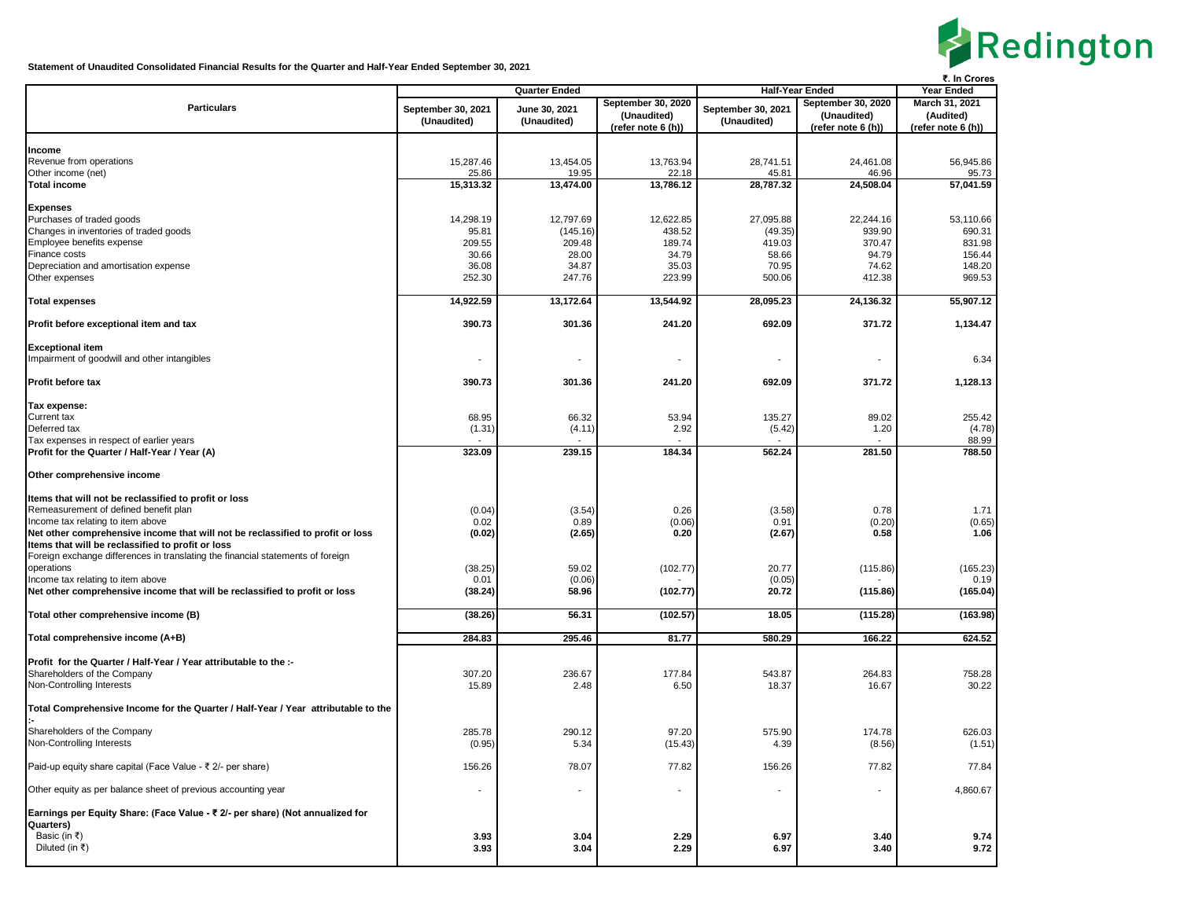**Statement of Unaudited Consolidated Financial Results for the Quarter and Half-Year Ended September 30, 2021**

₹. In Crores

| Particulars | Quarter Ended | | | Half-Year Ended | | Year Ended |
|---|---|---|---|---|---|---|
| | September 30, 2021 (Unaudited) | June 30, 2021 (Unaudited) | September 30, 2020 (Unaudited) (refer note 6 (h)) | September 30, 2021 (Unaudited) | September 30, 2020 (Unaudited) (refer note 6 (h)) | March 31, 2021 (Audited) (refer note 6 (h)) |
| **Income** | | | | | | |
| Revenue from operations | 15,287.46 | 13,454.05 | 13,763.94 | 28,741.51 | 24,461.08 | 56,945.86 |
| Other income (net) | 25.86 | 19.95 | 22.18 | 45.81 | 46.96 | 95.73 |
| **Total income** | **15,313.32** | **13,474.00** | **13,786.12** | **28,787.32** | **24,508.04** | **57,041.59** |
| **Expenses** | | | | | | |
| Purchases of traded goods | 14,298.19 | 12,797.69 | 12,622.85 | 27,095.88 | 22,244.16 | 53,110.66 |
| Changes in inventories of traded goods | 95.81 | (145.16) | 438.52 | (49.35) | 939.90 | 690.31 |
| Employee benefits expense | 209.55 | 209.48 | 189.74 | 419.03 | 370.47 | 831.98 |
| Finance costs | 30.66 | 28.00 | 34.79 | 58.66 | 94.79 | 156.44 |
| Depreciation and amortisation expense | 36.08 | 34.87 | 35.03 | 70.95 | 74.62 | 148.20 |
| Other expenses | 252.30 | 247.76 | 223.99 | 500.06 | 412.38 | 969.53 |
| **Total expenses** | **14,922.59** | **13,172.64** | **13,544.92** | **28,095.23** | **24,136.32** | **55,907.12** |
| **Profit before exceptional item and tax** | **390.73** | **301.36** | **241.20** | **692.09** | **371.72** | **1,134.47** |
| **Exceptional item** | | | | | | |
| Impairment of goodwill and other intangibles | - | - | - | - | - | 6.34 |
| **Profit before tax** | **390.73** | **301.36** | **241.20** | **692.09** | **371.72** | **1,128.13** |
| **Tax expense:** | | | | | | |
| Current tax | 68.95 | 66.32 | 53.94 | 135.27 | 89.02 | 255.42 |
| Deferred tax | (1.31) | (4.11) | 2.92 | (5.42) | 1.20 | (4.78) |
| Tax expenses in respect of earlier years | - | - | - | - | - | 88.99 |
| **Profit for the Quarter / Half-Year / Year (A)** | **323.09** | **239.15** | **184.34** | **562.24** | **281.50** | **788.50** |
| **Other comprehensive income** | | | | | | |
| **Items that will not be reclassified to profit or loss** | | | | | | |
| Remeasurement of defined benefit plan | (0.04) | (3.54) | 0.26 | (3.58) | 0.78 | 1.71 |
| Income tax relating to item above | 0.02 | 0.89 | (0.06) | 0.91 | (0.20) | (0.65) |
| **Net other comprehensive income that will not be reclassified to profit or loss** | **(0.02)** | **(2.65)** | **0.20** | **(2.67)** | **0.58** | **1.06** |
| **Items that will be reclassified to profit or loss** | | | | | | |
| Foreign exchange differences in translating the financial statements of foreign operations | (38.25) | 59.02 | (102.77) | 20.77 | (115.86) | (165.23) |
| Income tax relating to item above | 0.01 | (0.06) | - | (0.05) | - | 0.19 |
| **Net other comprehensive income that will be reclassified to profit or loss** | **(38.24)** | **58.96** | **(102.77)** | **20.72** | **(115.86)** | **(165.04)** |
| **Total other comprehensive income (B)** | **(38.26)** | **56.31** | **(102.57)** | **18.05** | **(115.28)** | **(163.98)** |
| **Total comprehensive income (A+B)** | **284.83** | **295.46** | **81.77** | **580.29** | **166.22** | **624.52** |
| **Profit for the Quarter / Half-Year / Year attributable to the :-** | | | | | | |
| Shareholders of the Company | 307.20 | 236.67 | 177.84 | 543.87 | 264.83 | 758.28 |
| Non-Controlling Interests | 15.89 | 2.48 | 6.50 | 18.37 | 16.67 | 30.22 |
| **Total Comprehensive Income for the Quarter / Half-Year / Year attributable to the :-** | | | | | | |
| Shareholders of the Company | 285.78 | 290.12 | 97.20 | 575.90 | 174.78 | 626.03 |
| Non-Controlling Interests | (0.95) | 5.34 | (15.43) | 4.39 | (8.56) | (1.51) |
| Paid-up equity share capital (Face Value - ₹ 2/- per share) | 156.26 | 78.07 | 77.82 | 156.26 | 77.82 | 77.84 |
| Other equity as per balance sheet of previous accounting year | - | - | - | - | - | 4,860.67 |
| **Earnings per Equity Share: (Face Value - ₹ 2/- per share) (Not annualized for Quarters)** | | | | | | |
| Basic (in ₹) | **3.93** | **3.04** | **2.29** | **6.97** | **3.40** | **9.74** |
| Diluted (in ₹) | **3.93** | **3.04** | **2.29** | **6.97** | **3.40** | **9.72** |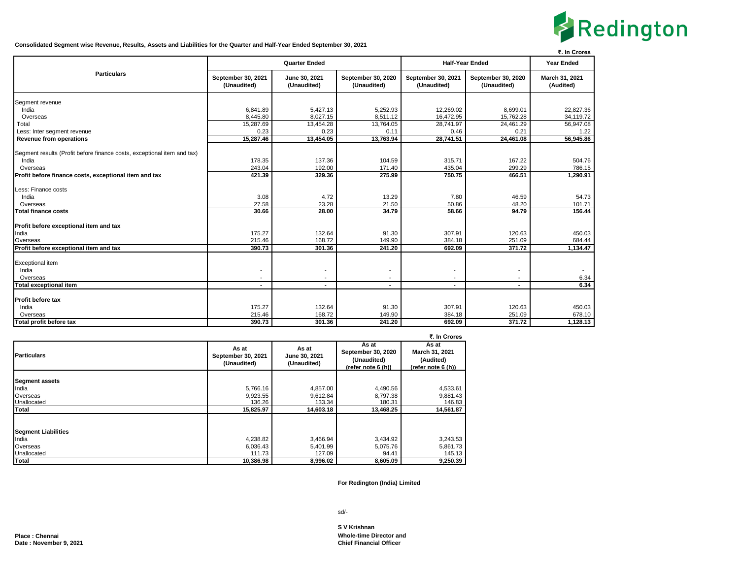Redington

**Consolidated Segment wise Revenue, Results, Assets and Liabilities for the Quarter and Half-Year Ended September 30, 2021**

₹. In Crores

| Particulars | Quarter Ended | | | Half-Year Ended | | Year Ended |
|---|---|---|---|---|---|---|
| | September 30, 2021 (Unaudited) | June 30, 2021 (Unaudited) | September 30, 2020 (Unaudited) | September 30, 2021 (Unaudited) | September 30, 2020 (Unaudited) | March 31, 2021 (Audited) |
| Segment revenue | | | | | | |
| India | 6,841.89 | 5,427.13 | 5,252.93 | 12,269.02 | 8,699.01 | 22,827.36 |
| Overseas | 8,445.80 | 8,027.15 | 8,511.12 | 16,472.95 | 15,762.28 | 34,119.72 |
| Total | 15,287.69 | 13,454.28 | 13,764.05 | 28,741.97 | 24,461.29 | 56,947.08 |
| Less: Inter segment revenue | 0.23 | 0.23 | 0.11 | 0.46 | 0.21 | 1.22 |
| **Revenue from operations** | **15,287.46** | **13,454.05** | **13,763.94** | **28,741.51** | **24,461.08** | **56,945.86** |
| Segment results (Profit before finance costs, exceptional item and tax) | | | | | | |
| India | 178.35 | 137.36 | 104.59 | 315.71 | 167.22 | 504.76 |
| Overseas | 243.04 | 192.00 | 171.40 | 435.04 | 299.29 | 786.15 |
| **Profit before finance costs, exceptional item and tax** | **421.39** | **329.36** | **275.99** | **750.75** | **466.51** | **1,290.91** |
| Less: Finance costs | | | | | | |
| India | 3.08 | 4.72 | 13.29 | 7.80 | 46.59 | 54.73 |
| Overseas | 27.58 | 23.28 | 21.50 | 50.86 | 48.20 | 101.71 |
| **Total finance costs** | **30.66** | **28.00** | **34.79** | **58.66** | **94.79** | **156.44** |
| **Profit before exceptional item and tax** | | | | | | |
| India | 175.27 | 132.64 | 91.30 | 307.91 | 120.63 | 450.03 |
| Overseas | 215.46 | 168.72 | 149.90 | 384.18 | 251.09 | 684.44 |
| **Profit before exceptional item and tax** | **390.73** | **301.36** | **241.20** | **692.09** | **371.72** | **1,134.47** |
| Exceptional item | | | | | | |
| India | - | - | - | - | - | - |
| Overseas | - | - | - | - | - | 6.34 |
| **Total exceptional item** | **-** | **-** | **-** | **-** | **-** | **6.34** |
| **Profit before tax** | | | | | | |
| India | 175.27 | 132.64 | 91.30 | 307.91 | 120.63 | 450.03 |
| Overseas | 215.46 | 168.72 | 149.90 | 384.18 | 251.09 | 678.10 |
| **Total profit before tax** | **390.73** | **301.36** | **241.20** | **692.09** | **371.72** | **1,128.13** |

₹. In Crores

| Particulars | As at September 30, 2021 (Unaudited) | As at June 30, 2021 (Unaudited) | As at September 30, 2020 (Unaudited) (refer note 6 (h)) | As at March 31, 2021 (Audited) (refer note 6 (h)) |
|---|---|---|---|---|
| **Segment assets** | | | | |
| India | 5,766.16 | 4,857.00 | 4,490.56 | 4,533.61 |
| Overseas | 9,923.55 | 9,612.84 | 8,797.38 | 9,881.43 |
| Unallocated | 136.26 | 133.34 | 180.31 | 146.83 |
| **Total** | **15,825.97** | **14,603.18** | **13,468.25** | **14,561.87** |
| **Segment Liabilities** | | | | |
| India | 4,238.82 | 3,466.94 | 3,434.92 | 3,243.53 |
| Overseas | 6,036.43 | 5,401.99 | 5,075.76 | 5,861.73 |
| Unallocated | 111.73 | 127.09 | 94.41 | 145.13 |
| **Total** | **10,386.98** | **8,996.02** | **8,605.09** | **9,250.39** |

**For Redington (India) Limited**

sd/-

**S V Krishnan**
**Whole-time Director and**
**Chief Financial Officer**

**Place : Chennai**
**Date : November 9, 2021**